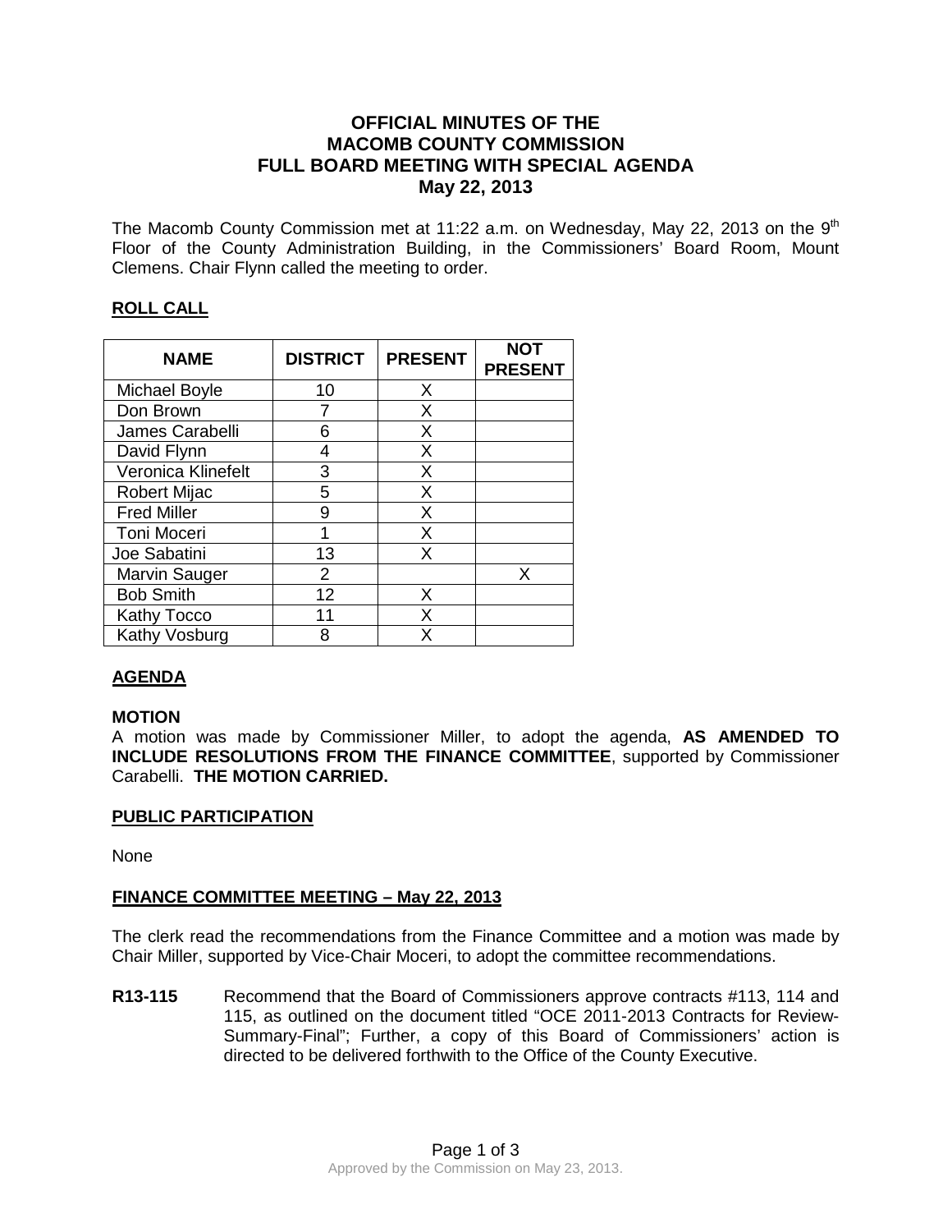# OFFICIAL MINUTES OF THE MACOMB COUNTY COMMISSION FULL BOARD MEETING WITH SPECIAL AGENDA May 22, 2013

The Macomb County Commission met at 11:22 a.m. on Wednesday, May 22, 2013 on the 9th Floor of the County Administration Building, in the Commissioners' Board Room, Mount Clemens. Chair Flynn called the meeting to order.

## ROLL CALL

| NAME | DISTRICT | PRESENT | NOT PRESENT |
|---|---|---|---|
| Michael Boyle | 10 | X | |
| Don Brown | 7 | X | |
| James Carabelli | 6 | X | |
| David Flynn | 4 | X | |
| Veronica Klinefelt | 3 | X | |
| Robert Mijac | 5 | X | |
| Fred Miller | 9 | X | |
| Toni Moceri | 1 | X | |
| Joe Sabatini | 13 | X | |
| Marvin Sauger | 2 | | X |
| Bob Smith | 12 | X | |
| Kathy Tocco | 11 | X | |
| Kathy Vosburg | 8 | X | |

## AGENDA

**MOTION**

A motion was made by Commissioner Miller, to adopt the agenda, **AS AMENDED TO INCLUDE RESOLUTIONS FROM THE FINANCE COMMITTEE**, supported by Commissioner Carabelli. **THE MOTION CARRIED.**

## PUBLIC PARTICIPATION

None

## FINANCE COMMITTEE MEETING – May 22, 2013

The clerk read the recommendations from the Finance Committee and a motion was made by Chair Miller, supported by Vice-Chair Moceri, to adopt the committee recommendations.

**R13-115** Recommend that the Board of Commissioners approve contracts #113, 114 and 115, as outlined on the document titled "OCE 2011-2013 Contracts for Review-Summary-Final"; Further, a copy of this Board of Commissioners' action is directed to be delivered forthwith to the Office of the County Executive.

Approved by the Commission on May 23, 2013.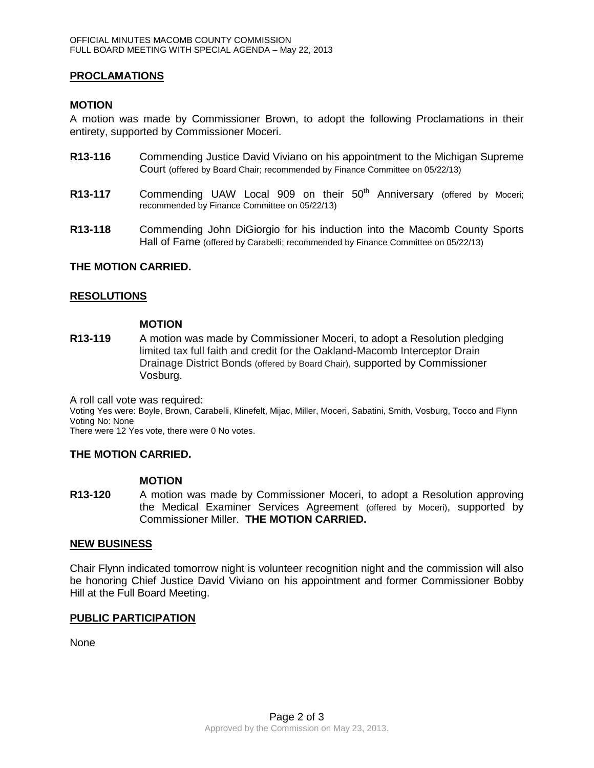## PROCLAMATIONS

### MOTION

A motion was made by Commissioner Brown, to adopt the following Proclamations in their entirety, supported by Commissioner Moceri.

**R13-116** Commending Justice David Viviano on his appointment to the Michigan Supreme Court (offered by Board Chair; recommended by Finance Committee on 05/22/13)

**R13-117** Commending UAW Local 909 on their 50th Anniversary (offered by Moceri; recommended by Finance Committee on 05/22/13)

**R13-118** Commending John DiGiorgio for his induction into the Macomb County Sports Hall of Fame (offered by Carabelli; recommended by Finance Committee on 05/22/13)

**THE MOTION CARRIED.**

## RESOLUTIONS

### MOTION

**R13-119** A motion was made by Commissioner Moceri, to adopt a Resolution pledging limited tax full faith and credit for the Oakland-Macomb Interceptor Drain Drainage District Bonds (offered by Board Chair), supported by Commissioner Vosburg.

A roll call vote was required:
Voting Yes were: Boyle, Brown, Carabelli, Klinefelt, Mijac, Miller, Moceri, Sabatini, Smith, Vosburg, Tocco and Flynn
Voting No: None
There were 12 Yes vote, there were 0 No votes.

**THE MOTION CARRIED.**

### MOTION

**R13-120** A motion was made by Commissioner Moceri, to adopt a Resolution approving the Medical Examiner Services Agreement (offered by Moceri), supported by Commissioner Miller. **THE MOTION CARRIED.**

## NEW BUSINESS

Chair Flynn indicated tomorrow night is volunteer recognition night and the commission will also be honoring Chief Justice David Viviano on his appointment and former Commissioner Bobby Hill at the Full Board Meeting.

## PUBLIC PARTICIPATION

None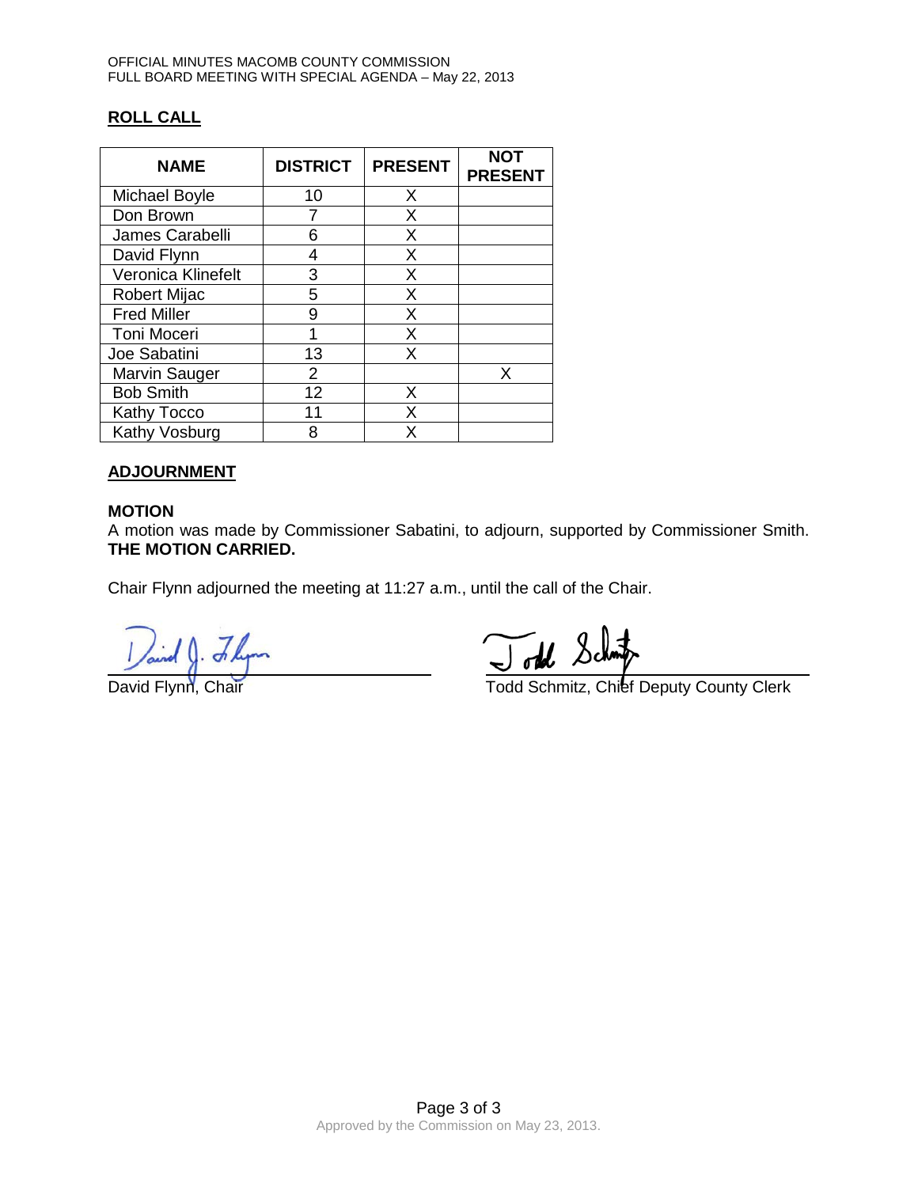## ROLL CALL

| NAME | DISTRICT | PRESENT | NOT PRESENT |
|---|---|---|---|
| Michael Boyle | 10 | X | |
| Don Brown | 7 | X | |
| James Carabelli | 6 | X | |
| David Flynn | 4 | X | |
| Veronica Klinefelt | 3 | X | |
| Robert Mijac | 5 | X | |
| Fred Miller | 9 | X | |
| Toni Moceri | 1 | X | |
| Joe Sabatini | 13 | X | |
| Marvin Sauger | 2 | | X |
| Bob Smith | 12 | X | |
| Kathy Tocco | 11 | X | |
| Kathy Vosburg | 8 | X | |

## ADJOURNMENT

**MOTION**
A motion was made by Commissioner Sabatini, to adjourn, supported by Commissioner Smith. **THE MOTION CARRIED.**

Chair Flynn adjourned the meeting at 11:27 a.m., until the call of the Chair.

David Flynn, Chair

Todd Schmitz, Chief Deputy County Clerk

Approved by the Commission on May 23, 2013.